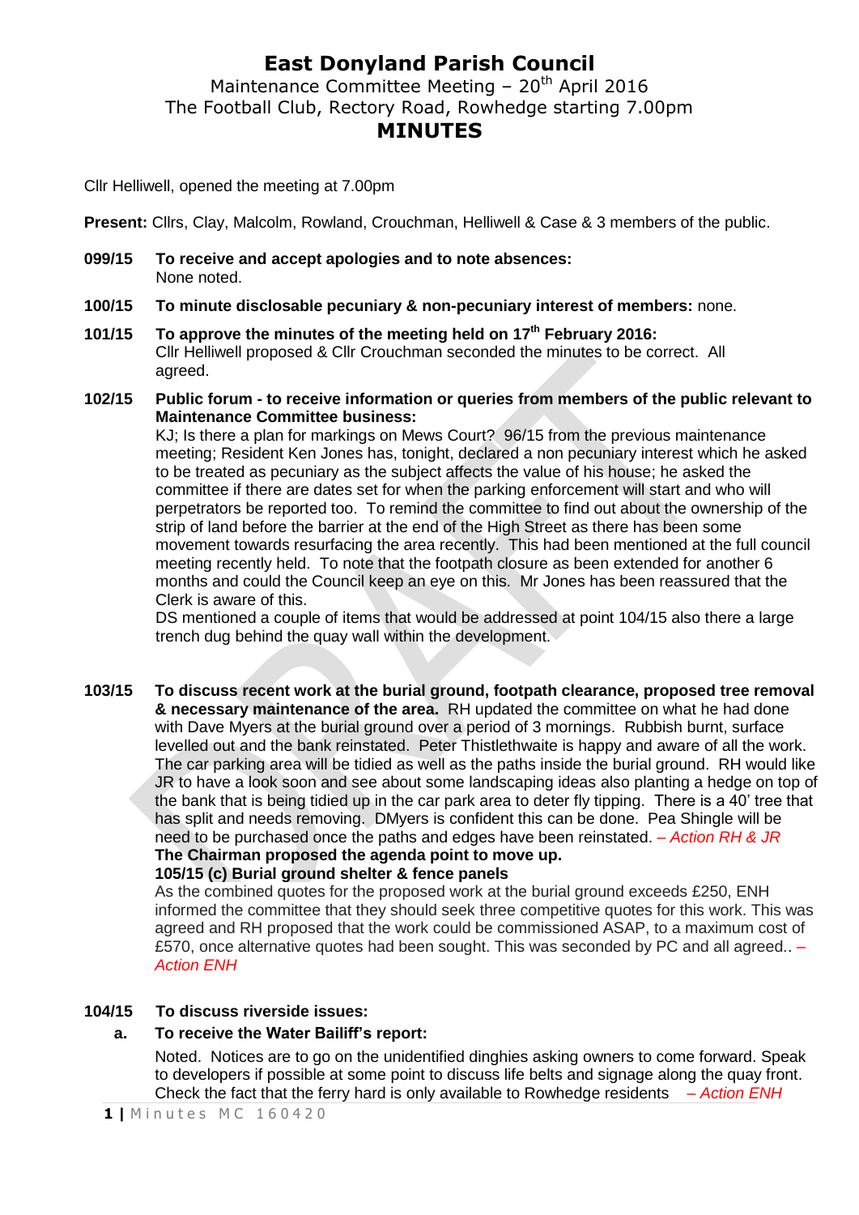# East Donyland Parish Council

Maintenance Committee Meeting – 20th April 2016
The Football Club, Rectory Road, Rowhedge starting 7.00pm

## MINUTES

Cllr Helliwell, opened the meeting at 7.00pm

**Present:** Cllrs, Clay, Malcolm, Rowland, Crouchman, Helliwell & Case & 3 members of the public.

**099/15 To receive and accept apologies and to note absences:**
None noted.

**100/15 To minute disclosable pecuniary & non-pecuniary interest of members:** none.

**101/15 To approve the minutes of the meeting held on 17th February 2016:**
Cllr Helliwell proposed & Cllr Crouchman seconded the minutes to be correct. All agreed.

**102/15 Public forum - to receive information or queries from members of the public relevant to Maintenance Committee business:**
KJ; Is there a plan for markings on Mews Court? 96/15 from the previous maintenance meeting; Resident Ken Jones has, tonight, declared a non pecuniary interest which he asked to be treated as pecuniary as the subject affects the value of his house; he asked the committee if there are dates set for when the parking enforcement will start and who will perpetrators be reported too. To remind the committee to find out about the ownership of the strip of land before the barrier at the end of the High Street as there has been some movement towards resurfacing the area recently. This had been mentioned at the full council meeting recently held. To note that the footpath closure as been extended for another 6 months and could the Council keep an eye on this. Mr Jones has been reassured that the Clerk is aware of this.
DS mentioned a couple of items that would be addressed at point 104/15 also there a large trench dug behind the quay wall within the development.

**103/15 To discuss recent work at the burial ground, footpath clearance, proposed tree removal & necessary maintenance of the area.** RH updated the committee on what he had done with Dave Myers at the burial ground over a period of 3 mornings. Rubbish burnt, surface levelled out and the bank reinstated. Peter Thistlethwaite is happy and aware of all the work. The car parking area will be tidied as well as the paths inside the burial ground. RH would like JR to have a look soon and see about some landscaping ideas also planting a hedge on top of the bank that is being tidied up in the car park area to deter fly tipping. There is a 40' tree that has split and needs removing. DMyers is confident this can be done. Pea Shingle will be need to be purchased once the paths and edges have been reinstated. *– Action RH & JR*
**The Chairman proposed the agenda point to move up.**
**105/15 (c) Burial ground shelter & fence panels**
As the combined quotes for the proposed work at the burial ground exceeds £250, ENH informed the committee that they should seek three competitive quotes for this work. This was agreed and RH proposed that the work could be commissioned ASAP, to a maximum cost of £570, once alternative quotes had been sought. This was seconded by PC and all agreed.. *– Action ENH*

**104/15 To discuss riverside issues:**

**a. To receive the Water Bailiff's report:**
Noted. Notices are to go on the unidentified dinghies asking owners to come forward. Speak to developers if possible at some point to discuss life belts and signage along the quay front. Check the fact that the ferry hard is only available to Rowhedge residents *– Action ENH*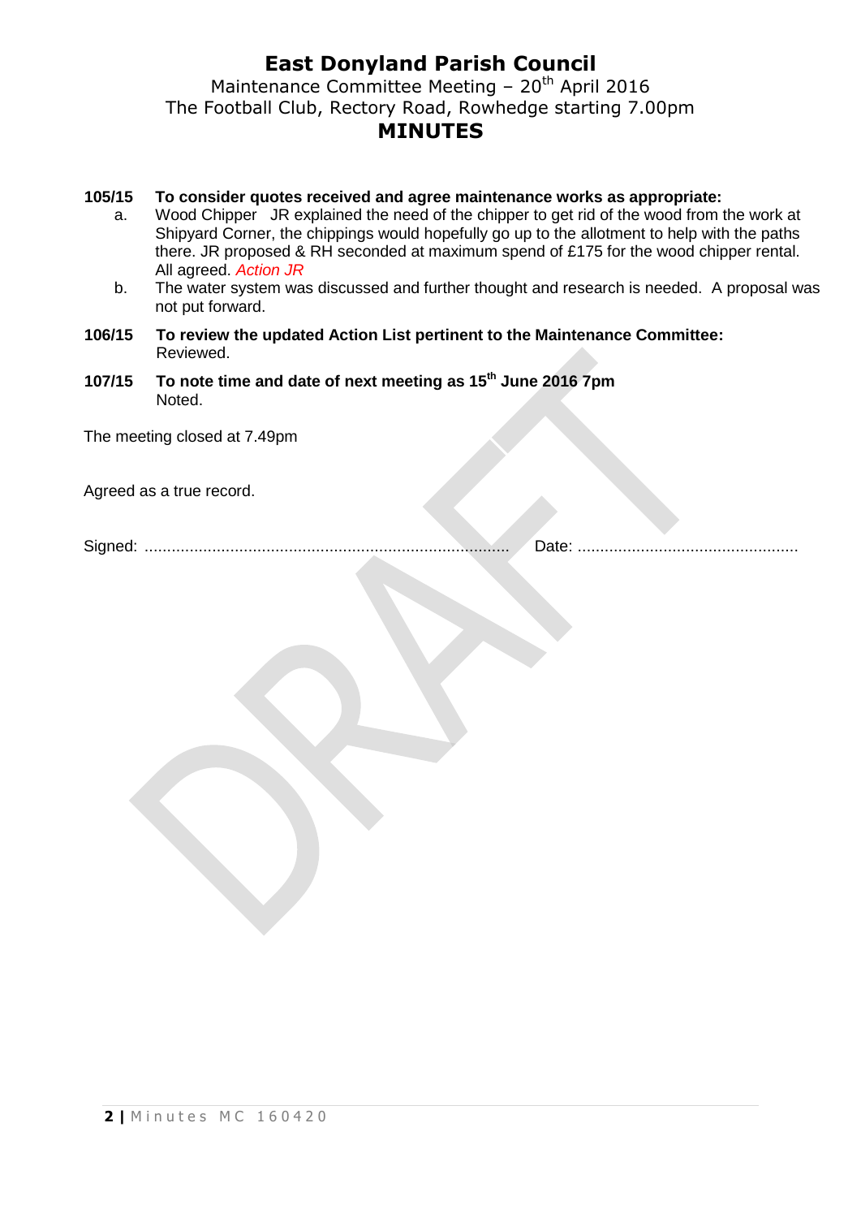# East Donyland Parish Council

Maintenance Committee Meeting – 20th April 2016
The Football Club, Rectory Road, Rowhedge starting 7.00pm

## MINUTES

**105/15 To consider quotes received and agree maintenance works as appropriate:**

a. Wood Chipper JR explained the need of the chipper to get rid of the wood from the work at Shipyard Corner, the chippings would hopefully go up to the allotment to help with the paths there. JR proposed & RH seconded at maximum spend of £175 for the wood chipper rental. All agreed. *Action JR*

b. The water system was discussed and further thought and research is needed. A proposal was not put forward.

**106/15 To review the updated Action List pertinent to the Maintenance Committee:**
Reviewed.

**107/15 To note time and date of next meeting as 15th June 2016 7pm**
Noted.

The meeting closed at 7.49pm

Agreed as a true record.

Signed: ................................................................................ Date: .................................................